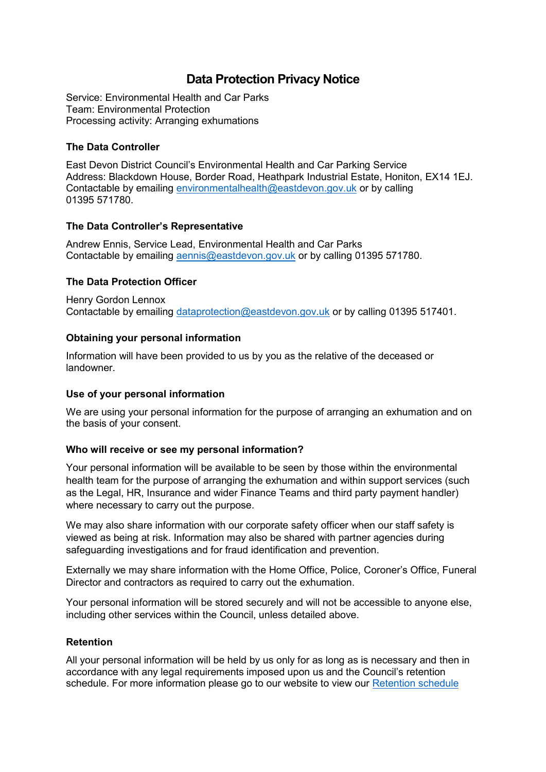# Data Protection Privacy Notice

Service: Environmental Health and Car Parks
Team: Environmental Protection
Processing activity: Arranging exhumations

### The Data Controller

East Devon District Council's Environmental Health and Car Parking Service
Address: Blackdown House, Border Road, Heathpark Industrial Estate, Honiton, EX14 1EJ.
Contactable by emailing environmentalhealth@eastdevon.gov.uk or by calling 01395 571780.

### The Data Controller's Representative

Andrew Ennis, Service Lead, Environmental Health and Car Parks
Contactable by emailing aennis@eastdevon.gov.uk or by calling 01395 571780.

### The Data Protection Officer

Henry Gordon Lennox
Contactable by emailing dataprotection@eastdevon.gov.uk or by calling 01395 517401.

### Obtaining your personal information

Information will have been provided to us by you as the relative of the deceased or landowner.

### Use of your personal information

We are using your personal information for the purpose of arranging an exhumation and on the basis of your consent.

### Who will receive or see my personal information?

Your personal information will be available to be seen by those within the environmental health team for the purpose of arranging the exhumation and within support services (such as the Legal, HR, Insurance and wider Finance Teams and third party payment handler) where necessary to carry out the purpose.

We may also share information with our corporate safety officer when our staff safety is viewed as being at risk. Information may also be shared with partner agencies during safeguarding investigations and for fraud identification and prevention.

Externally we may share information with the Home Office, Police, Coroner's Office, Funeral Director and contractors as required to carry out the exhumation.

Your personal information will be stored securely and will not be accessible to anyone else, including other services within the Council, unless detailed above.

### Retention

All your personal information will be held by us only for as long as is necessary and then in accordance with any legal requirements imposed upon us and the Council's retention schedule. For more information please go to our website to view our Retention schedule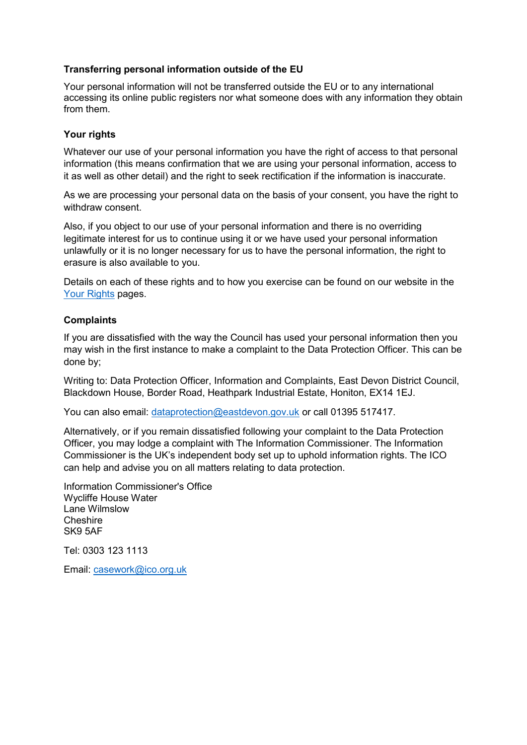**Transferring personal information outside of the EU**

Your personal information will not be transferred outside the EU or to any international accessing its online public registers nor what someone does with any information they obtain from them.

**Your rights**

Whatever our use of your personal information you have the right of access to that personal information (this means confirmation that we are using your personal information, access to it as well as other detail) and the right to seek rectification if the information is inaccurate.

As we are processing your personal data on the basis of your consent, you have the right to withdraw consent.

Also, if you object to our use of your personal information and there is no overriding legitimate interest for us to continue using it or we have used your personal information unlawfully or it is no longer necessary for us to have the personal information, the right to erasure is also available to you.

Details on each of these rights and to how you exercise can be found on our website in the Your Rights pages.

**Complaints**

If you are dissatisfied with the way the Council has used your personal information then you may wish in the first instance to make a complaint to the Data Protection Officer. This can be done by;

Writing to: Data Protection Officer, Information and Complaints, East Devon District Council, Blackdown House, Border Road, Heathpark Industrial Estate, Honiton, EX14 1EJ.

You can also email: dataprotection@eastdevon.gov.uk or call 01395 517417.

Alternatively, or if you remain dissatisfied following your complaint to the Data Protection Officer, you may lodge a complaint with The Information Commissioner. The Information Commissioner is the UK's independent body set up to uphold information rights. The ICO can help and advise you on all matters relating to data protection.

Information Commissioner's Office
Wycliffe House Water
Lane Wilmslow
Cheshire
SK9 5AF

Tel: 0303 123 1113

Email: casework@ico.org.uk